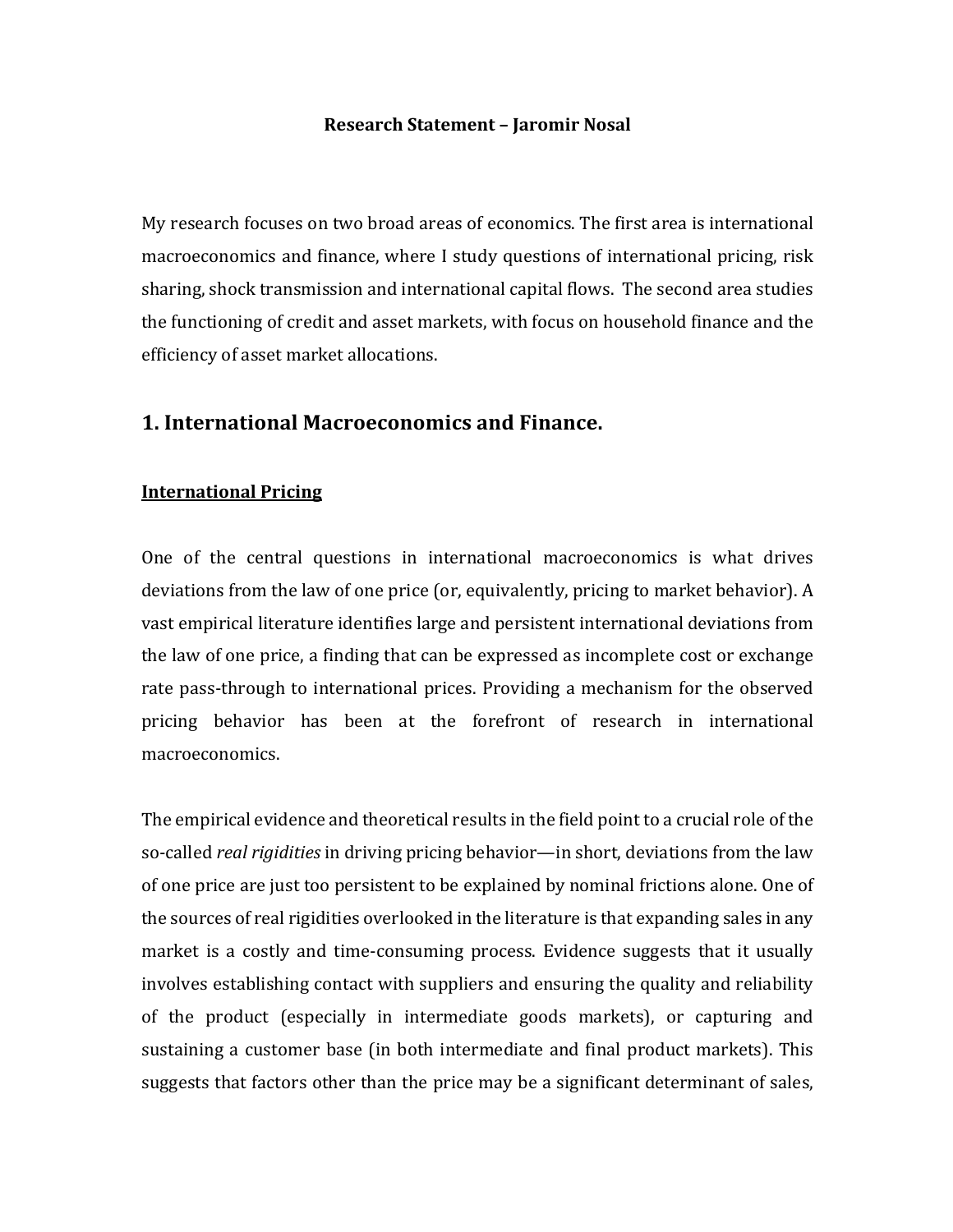**Research Statement – Jaromir Nosal**

My research focuses on two broad areas of economics. The first area is international macroeconomics and finance, where I study questions of international pricing, risk sharing, shock transmission and international capital flows. The second area studies the functioning of credit and asset markets, with focus on household finance and the efficiency of asset market allocations.

## 1. International Macroeconomics and Finance.

### International Pricing

One of the central questions in international macroeconomics is what drives deviations from the law of one price (or, equivalently, pricing to market behavior). A vast empirical literature identifies large and persistent international deviations from the law of one price, a finding that can be expressed as incomplete cost or exchange rate pass-through to international prices. Providing a mechanism for the observed pricing behavior has been at the forefront of research in international macroeconomics.

The empirical evidence and theoretical results in the field point to a crucial role of the so-called *real rigidities* in driving pricing behavior—in short, deviations from the law of one price are just too persistent to be explained by nominal frictions alone. One of the sources of real rigidities overlooked in the literature is that expanding sales in any market is a costly and time-consuming process. Evidence suggests that it usually involves establishing contact with suppliers and ensuring the quality and reliability of the product (especially in intermediate goods markets), or capturing and sustaining a customer base (in both intermediate and final product markets). This suggests that factors other than the price may be a significant determinant of sales,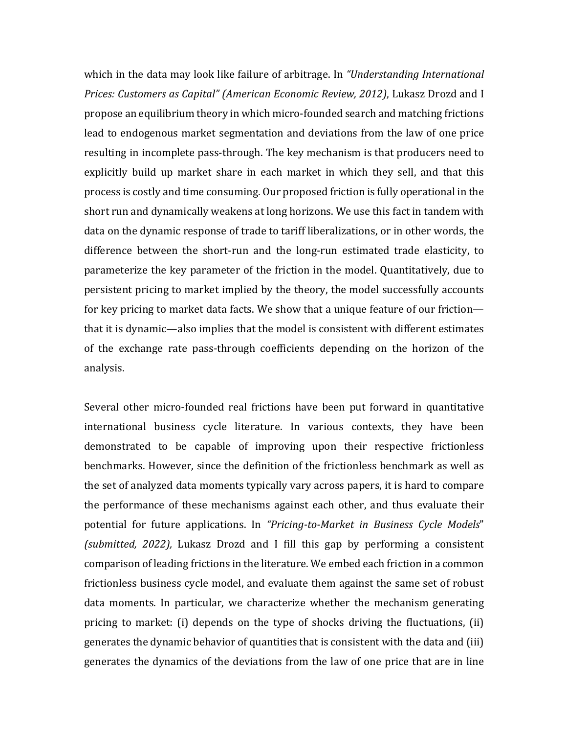which in the data may look like failure of arbitrage. In *"Understanding International Prices: Customers as Capital" (American Economic Review, 2012)*, Lukasz Drozd and I propose an equilibrium theory in which micro-founded search and matching frictions lead to endogenous market segmentation and deviations from the law of one price resulting in incomplete pass-through. The key mechanism is that producers need to explicitly build up market share in each market in which they sell, and that this process is costly and time consuming. Our proposed friction is fully operational in the short run and dynamically weakens at long horizons. We use this fact in tandem with data on the dynamic response of trade to tariff liberalizations, or in other words, the difference between the short-run and the long-run estimated trade elasticity, to parameterize the key parameter of the friction in the model. Quantitatively, due to persistent pricing to market implied by the theory, the model successfully accounts for key pricing to market data facts. We show that a unique feature of our friction—that it is dynamic—also implies that the model is consistent with different estimates of the exchange rate pass-through coefficients depending on the horizon of the analysis.

Several other micro-founded real frictions have been put forward in quantitative international business cycle literature. In various contexts, they have been demonstrated to be capable of improving upon their respective frictionless benchmarks. However, since the definition of the frictionless benchmark as well as the set of analyzed data moments typically vary across papers, it is hard to compare the performance of these mechanisms against each other, and thus evaluate their potential for future applications. In *"Pricing-to-Market in Business Cycle Models" (submitted, 2022),* Lukasz Drozd and I fill this gap by performing a consistent comparison of leading frictions in the literature. We embed each friction in a common frictionless business cycle model, and evaluate them against the same set of robust data moments. In particular, we characterize whether the mechanism generating pricing to market: (i) depends on the type of shocks driving the fluctuations, (ii) generates the dynamic behavior of quantities that is consistent with the data and (iii) generates the dynamics of the deviations from the law of one price that are in line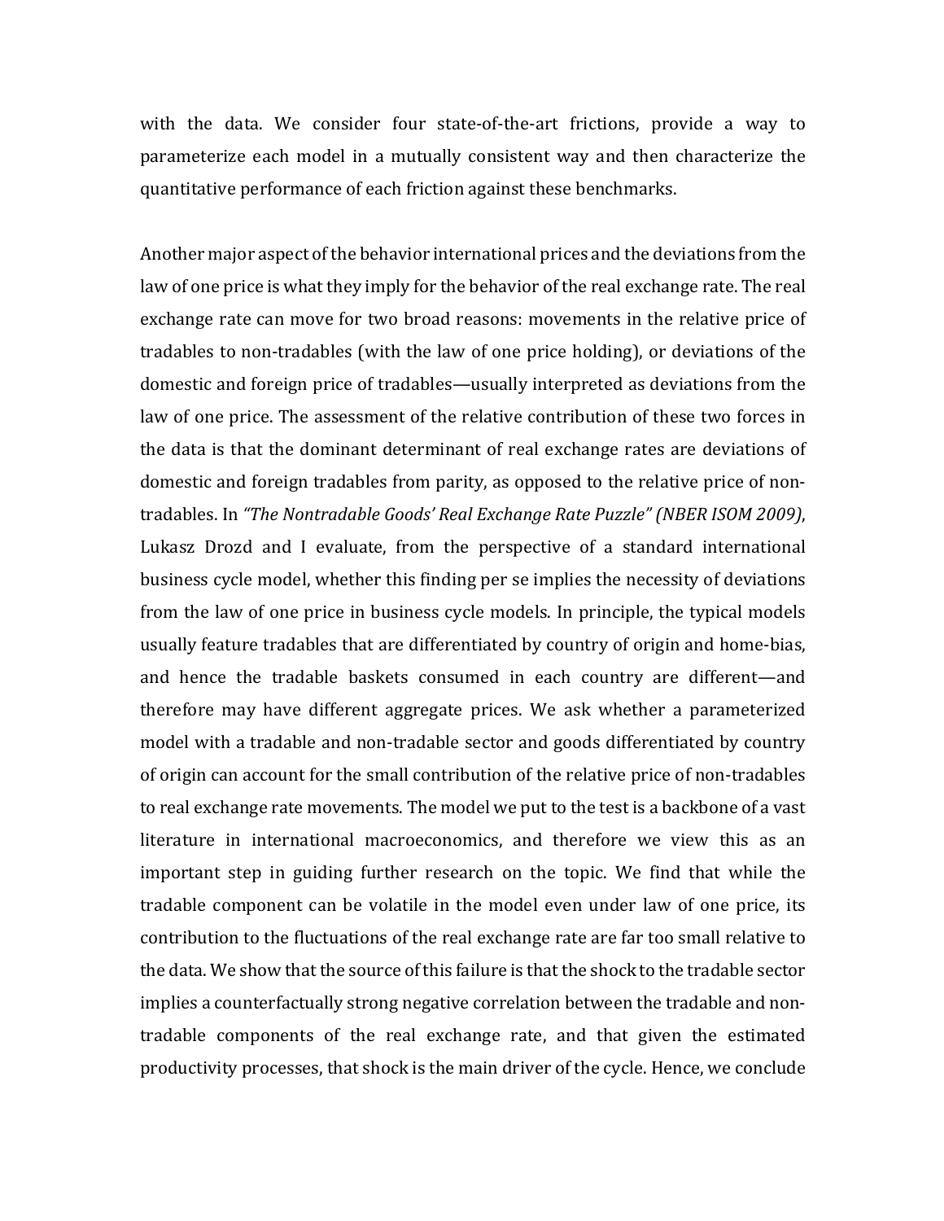with the data. We consider four state-of-the-art frictions, provide a way to parameterize each model in a mutually consistent way and then characterize the quantitative performance of each friction against these benchmarks.

Another major aspect of the behavior international prices and the deviations from the law of one price is what they imply for the behavior of the real exchange rate. The real exchange rate can move for two broad reasons: movements in the relative price of tradables to non-tradables (with the law of one price holding), or deviations of the domestic and foreign price of tradables—usually interpreted as deviations from the law of one price. The assessment of the relative contribution of these two forces in the data is that the dominant determinant of real exchange rates are deviations of domestic and foreign tradables from parity, as opposed to the relative price of non-tradables. In *"The Nontradable Goods' Real Exchange Rate Puzzle" (NBER ISOM 2009)*, Lukasz Drozd and I evaluate, from the perspective of a standard international business cycle model, whether this finding per se implies the necessity of deviations from the law of one price in business cycle models. In principle, the typical models usually feature tradables that are differentiated by country of origin and home-bias, and hence the tradable baskets consumed in each country are different—and therefore may have different aggregate prices. We ask whether a parameterized model with a tradable and non-tradable sector and goods differentiated by country of origin can account for the small contribution of the relative price of non-tradables to real exchange rate movements. The model we put to the test is a backbone of a vast literature in international macroeconomics, and therefore we view this as an important step in guiding further research on the topic. We find that while the tradable component can be volatile in the model even under law of one price, its contribution to the fluctuations of the real exchange rate are far too small relative to the data. We show that the source of this failure is that the shock to the tradable sector implies a counterfactually strong negative correlation between the tradable and non-tradable components of the real exchange rate, and that given the estimated productivity processes, that shock is the main driver of the cycle. Hence, we conclude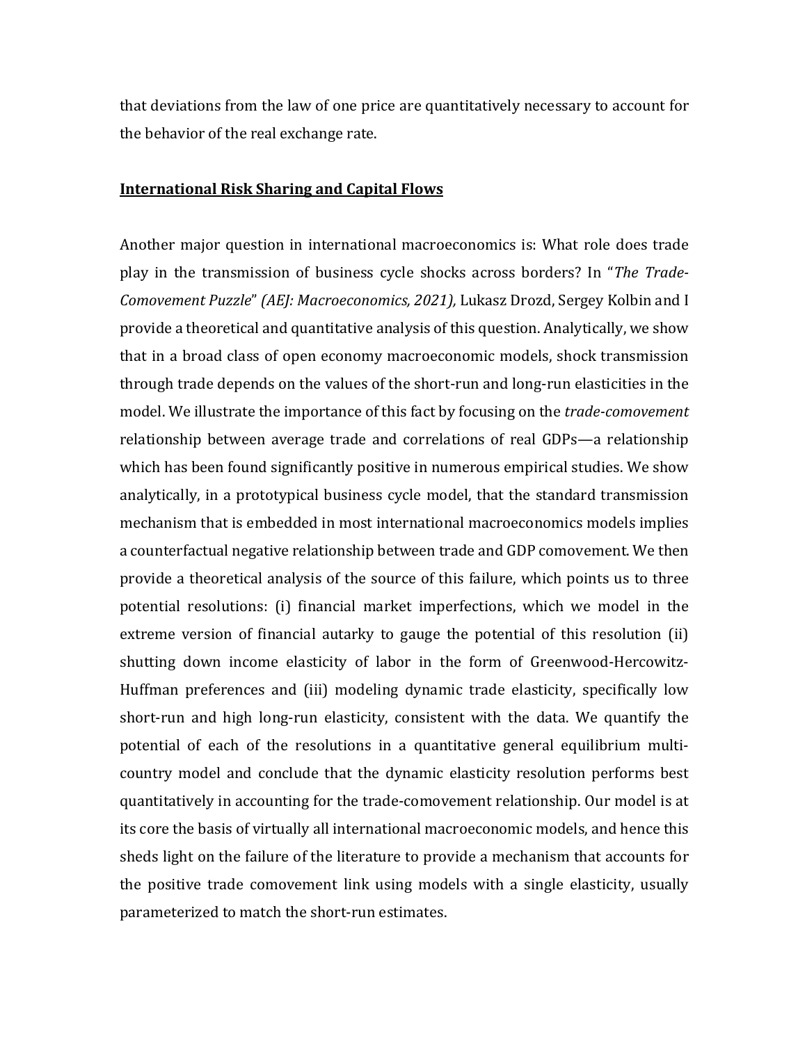that deviations from the law of one price are quantitatively necessary to account for the behavior of the real exchange rate.

## **International Risk Sharing and Capital Flows**

Another major question in international macroeconomics is: What role does trade play in the transmission of business cycle shocks across borders? In "*The Trade-Comovement Puzzle*" *(AEJ: Macroeconomics, 2021),* Lukasz Drozd, Sergey Kolbin and I provide a theoretical and quantitative analysis of this question. Analytically, we show that in a broad class of open economy macroeconomic models, shock transmission through trade depends on the values of the short-run and long-run elasticities in the model. We illustrate the importance of this fact by focusing on the *trade-comovement* relationship between average trade and correlations of real GDPs—a relationship which has been found significantly positive in numerous empirical studies. We show analytically, in a prototypical business cycle model, that the standard transmission mechanism that is embedded in most international macroeconomics models implies a counterfactual negative relationship between trade and GDP comovement. We then provide a theoretical analysis of the source of this failure, which points us to three potential resolutions: (i) financial market imperfections, which we model in the extreme version of financial autarky to gauge the potential of this resolution (ii) shutting down income elasticity of labor in the form of Greenwood-Hercowitz-Huffman preferences and (iii) modeling dynamic trade elasticity, specifically low short-run and high long-run elasticity, consistent with the data. We quantify the potential of each of the resolutions in a quantitative general equilibrium multi-country model and conclude that the dynamic elasticity resolution performs best quantitatively in accounting for the trade-comovement relationship. Our model is at its core the basis of virtually all international macroeconomic models, and hence this sheds light on the failure of the literature to provide a mechanism that accounts for the positive trade comovement link using models with a single elasticity, usually parameterized to match the short-run estimates.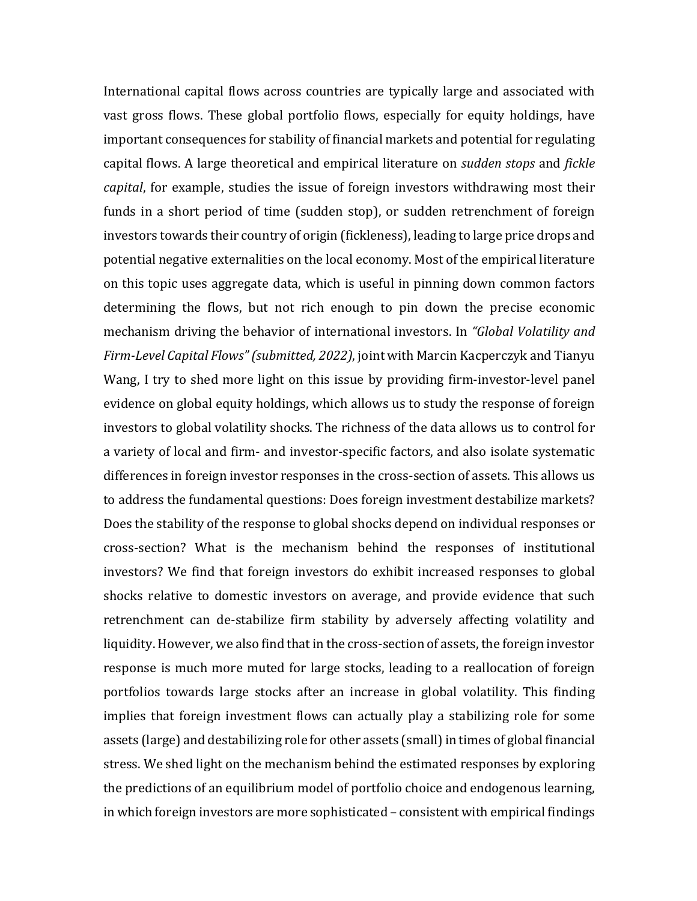International capital flows across countries are typically large and associated with vast gross flows. These global portfolio flows, especially for equity holdings, have important consequences for stability of financial markets and potential for regulating capital flows. A large theoretical and empirical literature on *sudden stops* and *fickle capital*, for example, studies the issue of foreign investors withdrawing most their funds in a short period of time (sudden stop), or sudden retrenchment of foreign investors towards their country of origin (fickleness), leading to large price drops and potential negative externalities on the local economy. Most of the empirical literature on this topic uses aggregate data, which is useful in pinning down common factors determining the flows, but not rich enough to pin down the precise economic mechanism driving the behavior of international investors. In *"Global Volatility and Firm-Level Capital Flows" (submitted, 2022)*, joint with Marcin Kacperczyk and Tianyu Wang, I try to shed more light on this issue by providing firm-investor-level panel evidence on global equity holdings, which allows us to study the response of foreign investors to global volatility shocks. The richness of the data allows us to control for a variety of local and firm- and investor-specific factors, and also isolate systematic differences in foreign investor responses in the cross-section of assets. This allows us to address the fundamental questions: Does foreign investment destabilize markets? Does the stability of the response to global shocks depend on individual responses or cross-section? What is the mechanism behind the responses of institutional investors? We find that foreign investors do exhibit increased responses to global shocks relative to domestic investors on average, and provide evidence that such retrenchment can de-stabilize firm stability by adversely affecting volatility and liquidity. However, we also find that in the cross-section of assets, the foreign investor response is much more muted for large stocks, leading to a reallocation of foreign portfolios towards large stocks after an increase in global volatility. This finding implies that foreign investment flows can actually play a stabilizing role for some assets (large) and destabilizing role for other assets (small) in times of global financial stress. We shed light on the mechanism behind the estimated responses by exploring the predictions of an equilibrium model of portfolio choice and endogenous learning, in which foreign investors are more sophisticated – consistent with empirical findings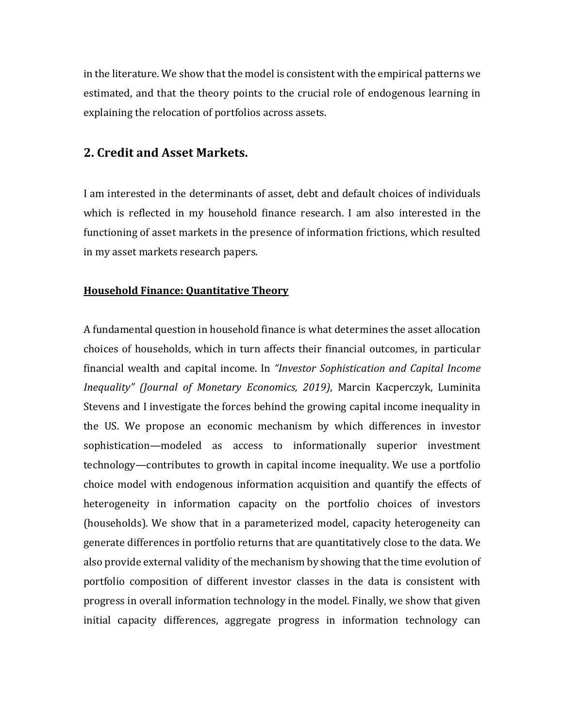in the literature. We show that the model is consistent with the empirical patterns we estimated, and that the theory points to the crucial role of endogenous learning in explaining the relocation of portfolios across assets.

## 2. Credit and Asset Markets.

I am interested in the determinants of asset, debt and default choices of individuals which is reflected in my household finance research. I am also interested in the functioning of asset markets in the presence of information frictions, which resulted in my asset markets research papers.

**Household Finance: Quantitative Theory**

A fundamental question in household finance is what determines the asset allocation choices of households, which in turn affects their financial outcomes, in particular financial wealth and capital income. In *"Investor Sophistication and Capital Income Inequality" (Journal of Monetary Economics, 2019)*, Marcin Kacperczyk, Luminita Stevens and I investigate the forces behind the growing capital income inequality in the US. We propose an economic mechanism by which differences in investor sophistication—modeled as access to informationally superior investment technology—contributes to growth in capital income inequality. We use a portfolio choice model with endogenous information acquisition and quantify the effects of heterogeneity in information capacity on the portfolio choices of investors (households). We show that in a parameterized model, capacity heterogeneity can generate differences in portfolio returns that are quantitatively close to the data. We also provide external validity of the mechanism by showing that the time evolution of portfolio composition of different investor classes in the data is consistent with progress in overall information technology in the model. Finally, we show that given initial capacity differences, aggregate progress in information technology can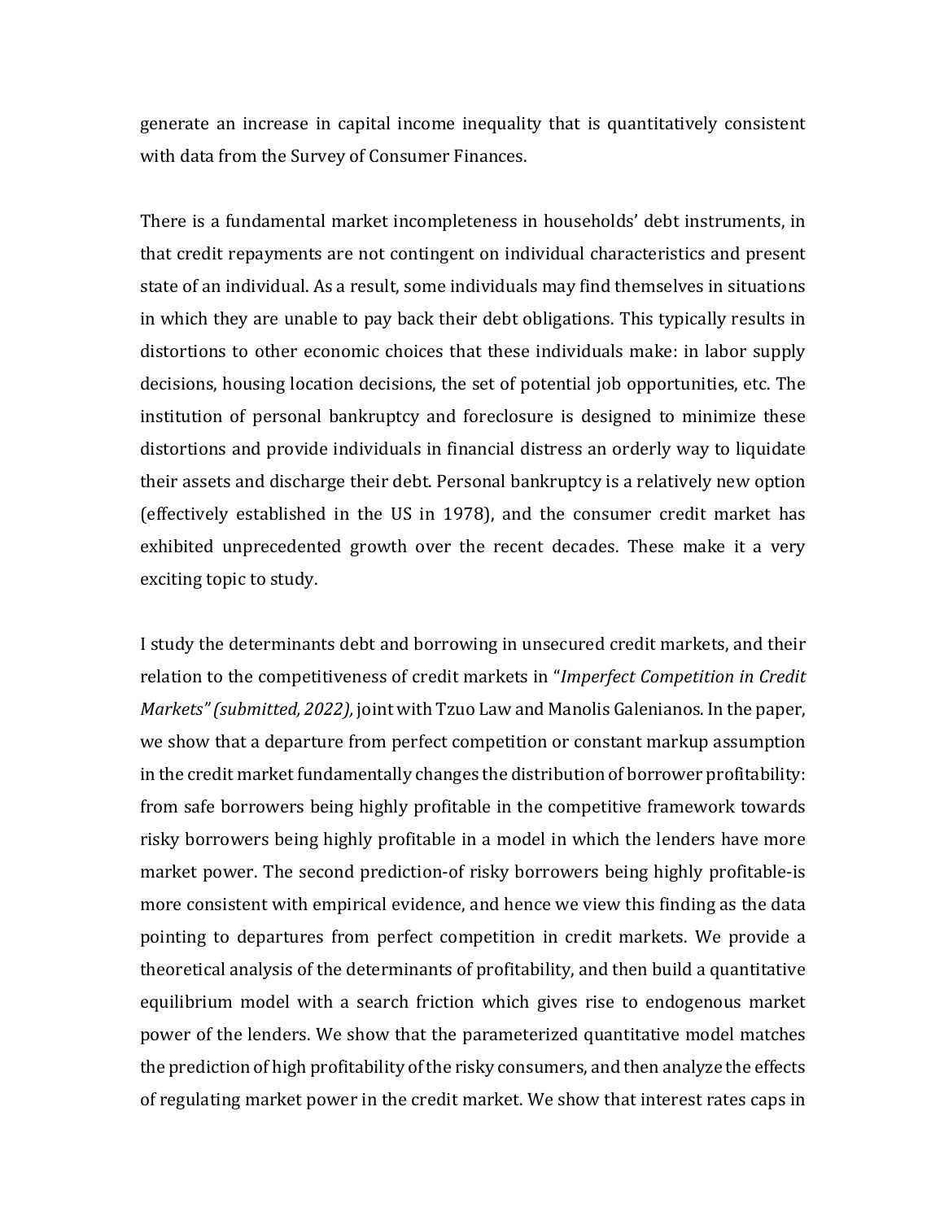generate an increase in capital income inequality that is quantitatively consistent with data from the Survey of Consumer Finances.

There is a fundamental market incompleteness in households' debt instruments, in that credit repayments are not contingent on individual characteristics and present state of an individual. As a result, some individuals may find themselves in situations in which they are unable to pay back their debt obligations. This typically results in distortions to other economic choices that these individuals make: in labor supply decisions, housing location decisions, the set of potential job opportunities, etc. The institution of personal bankruptcy and foreclosure is designed to minimize these distortions and provide individuals in financial distress an orderly way to liquidate their assets and discharge their debt. Personal bankruptcy is a relatively new option (effectively established in the US in 1978), and the consumer credit market has exhibited unprecedented growth over the recent decades. These make it a very exciting topic to study.

I study the determinants debt and borrowing in unsecured credit markets, and their relation to the competitiveness of credit markets in "*Imperfect Competition in Credit Markets" (submitted, 2022),* joint with Tzuo Law and Manolis Galenianos. In the paper, we show that a departure from perfect competition or constant markup assumption in the credit market fundamentally changes the distribution of borrower profitability: from safe borrowers being highly profitable in the competitive framework towards risky borrowers being highly profitable in a model in which the lenders have more market power. The second prediction-of risky borrowers being highly profitable-is more consistent with empirical evidence, and hence we view this finding as the data pointing to departures from perfect competition in credit markets. We provide a theoretical analysis of the determinants of profitability, and then build a quantitative equilibrium model with a search friction which gives rise to endogenous market power of the lenders. We show that the parameterized quantitative model matches the prediction of high profitability of the risky consumers, and then analyze the effects of regulating market power in the credit market. We show that interest rates caps in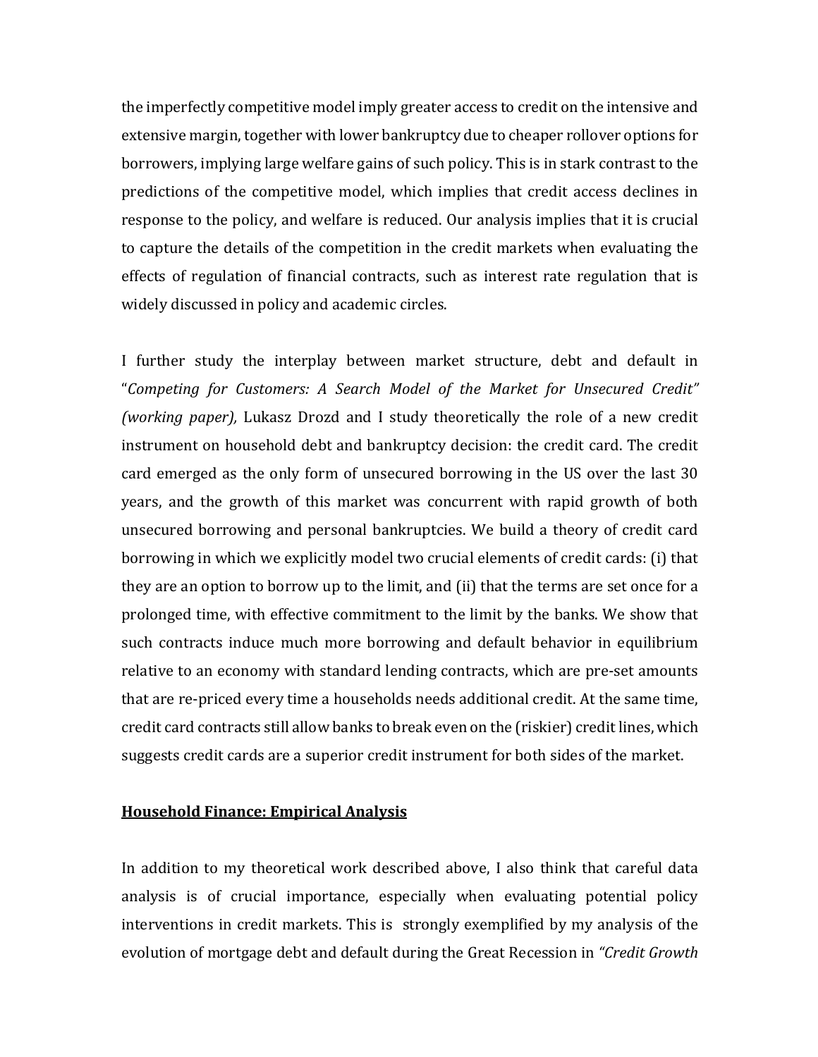the imperfectly competitive model imply greater access to credit on the intensive and extensive margin, together with lower bankruptcy due to cheaper rollover options for borrowers, implying large welfare gains of such policy. This is in stark contrast to the predictions of the competitive model, which implies that credit access declines in response to the policy, and welfare is reduced. Our analysis implies that it is crucial to capture the details of the competition in the credit markets when evaluating the effects of regulation of financial contracts, such as interest rate regulation that is widely discussed in policy and academic circles.

I further study the interplay between market structure, debt and default in "*Competing for Customers: A Search Model of the Market for Unsecured Credit" (working paper),* Lukasz Drozd and I study theoretically the role of a new credit instrument on household debt and bankruptcy decision: the credit card. The credit card emerged as the only form of unsecured borrowing in the US over the last 30 years, and the growth of this market was concurrent with rapid growth of both unsecured borrowing and personal bankruptcies. We build a theory of credit card borrowing in which we explicitly model two crucial elements of credit cards: (i) that they are an option to borrow up to the limit, and (ii) that the terms are set once for a prolonged time, with effective commitment to the limit by the banks. We show that such contracts induce much more borrowing and default behavior in equilibrium relative to an economy with standard lending contracts, which are pre-set amounts that are re-priced every time a households needs additional credit. At the same time, credit card contracts still allow banks to break even on the (riskier) credit lines, which suggests credit cards are a superior credit instrument for both sides of the market.

**Household Finance: Empirical Analysis**

In addition to my theoretical work described above, I also think that careful data analysis is of crucial importance, especially when evaluating potential policy interventions in credit markets. This is strongly exemplified by my analysis of the evolution of mortgage debt and default during the Great Recession in *"Credit Growth*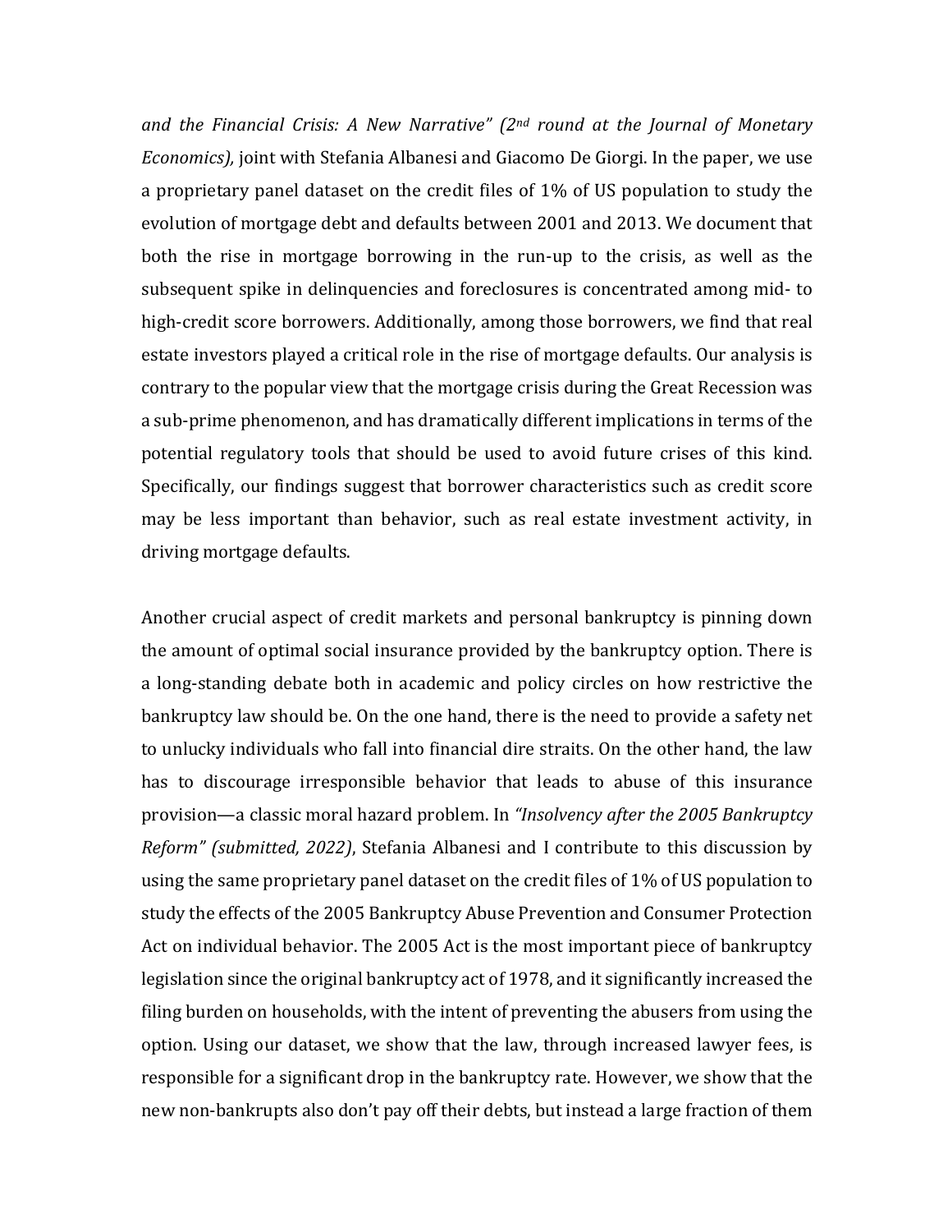*and the Financial Crisis: A New Narrative" (2nd round at the Journal of Monetary Economics),* joint with Stefania Albanesi and Giacomo De Giorgi. In the paper, we use a proprietary panel dataset on the credit files of 1% of US population to study the evolution of mortgage debt and defaults between 2001 and 2013. We document that both the rise in mortgage borrowing in the run-up to the crisis, as well as the subsequent spike in delinquencies and foreclosures is concentrated among mid- to high-credit score borrowers. Additionally, among those borrowers, we find that real estate investors played a critical role in the rise of mortgage defaults. Our analysis is contrary to the popular view that the mortgage crisis during the Great Recession was a sub-prime phenomenon, and has dramatically different implications in terms of the potential regulatory tools that should be used to avoid future crises of this kind. Specifically, our findings suggest that borrower characteristics such as credit score may be less important than behavior, such as real estate investment activity, in driving mortgage defaults.

Another crucial aspect of credit markets and personal bankruptcy is pinning down the amount of optimal social insurance provided by the bankruptcy option. There is a long-standing debate both in academic and policy circles on how restrictive the bankruptcy law should be. On the one hand, there is the need to provide a safety net to unlucky individuals who fall into financial dire straits. On the other hand, the law has to discourage irresponsible behavior that leads to abuse of this insurance provision—a classic moral hazard problem. In *"Insolvency after the 2005 Bankruptcy Reform" (submitted, 2022)*, Stefania Albanesi and I contribute to this discussion by using the same proprietary panel dataset on the credit files of 1% of US population to study the effects of the 2005 Bankruptcy Abuse Prevention and Consumer Protection Act on individual behavior. The 2005 Act is the most important piece of bankruptcy legislation since the original bankruptcy act of 1978, and it significantly increased the filing burden on households, with the intent of preventing the abusers from using the option. Using our dataset, we show that the law, through increased lawyer fees, is responsible for a significant drop in the bankruptcy rate. However, we show that the new non-bankrupts also don't pay off their debts, but instead a large fraction of them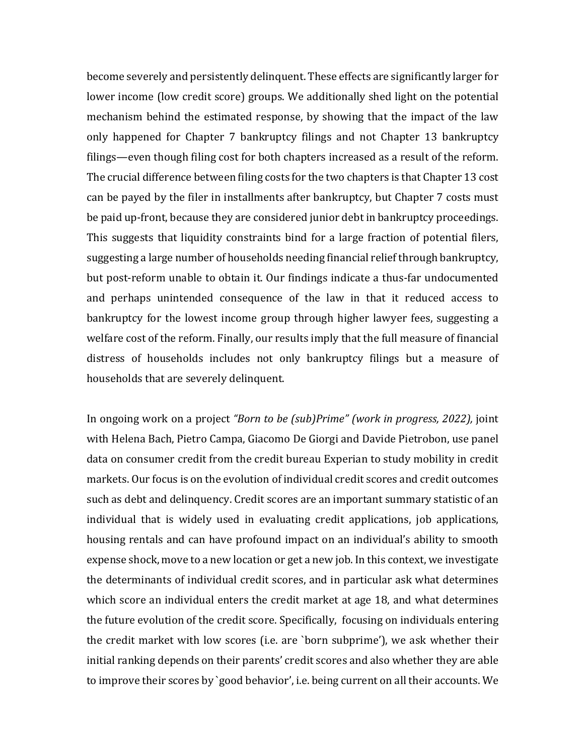become severely and persistently delinquent. These effects are significantly larger for lower income (low credit score) groups. We additionally shed light on the potential mechanism behind the estimated response, by showing that the impact of the law only happened for Chapter 7 bankruptcy filings and not Chapter 13 bankruptcy filings—even though filing cost for both chapters increased as a result of the reform. The crucial difference between filing costs for the two chapters is that Chapter 13 cost can be payed by the filer in installments after bankruptcy, but Chapter 7 costs must be paid up-front, because they are considered junior debt in bankruptcy proceedings. This suggests that liquidity constraints bind for a large fraction of potential filers, suggesting a large number of households needing financial relief through bankruptcy, but post-reform unable to obtain it. Our findings indicate a thus-far undocumented and perhaps unintended consequence of the law in that it reduced access to bankruptcy for the lowest income group through higher lawyer fees, suggesting a welfare cost of the reform. Finally, our results imply that the full measure of financial distress of households includes not only bankruptcy filings but a measure of households that are severely delinquent.

In ongoing work on a project *"Born to be (sub)Prime" (work in progress, 2022),* joint with Helena Bach, Pietro Campa, Giacomo De Giorgi and Davide Pietrobon, use panel data on consumer credit from the credit bureau Experian to study mobility in credit markets. Our focus is on the evolution of individual credit scores and credit outcomes such as debt and delinquency. Credit scores are an important summary statistic of an individual that is widely used in evaluating credit applications, job applications, housing rentals and can have profound impact on an individual's ability to smooth expense shock, move to a new location or get a new job. In this context, we investigate the determinants of individual credit scores, and in particular ask what determines which score an individual enters the credit market at age 18, and what determines the future evolution of the credit score. Specifically, focusing on individuals entering the credit market with low scores (i.e. are `born subprime'), we ask whether their initial ranking depends on their parents' credit scores and also whether they are able to improve their scores by `good behavior', i.e. being current on all their accounts. We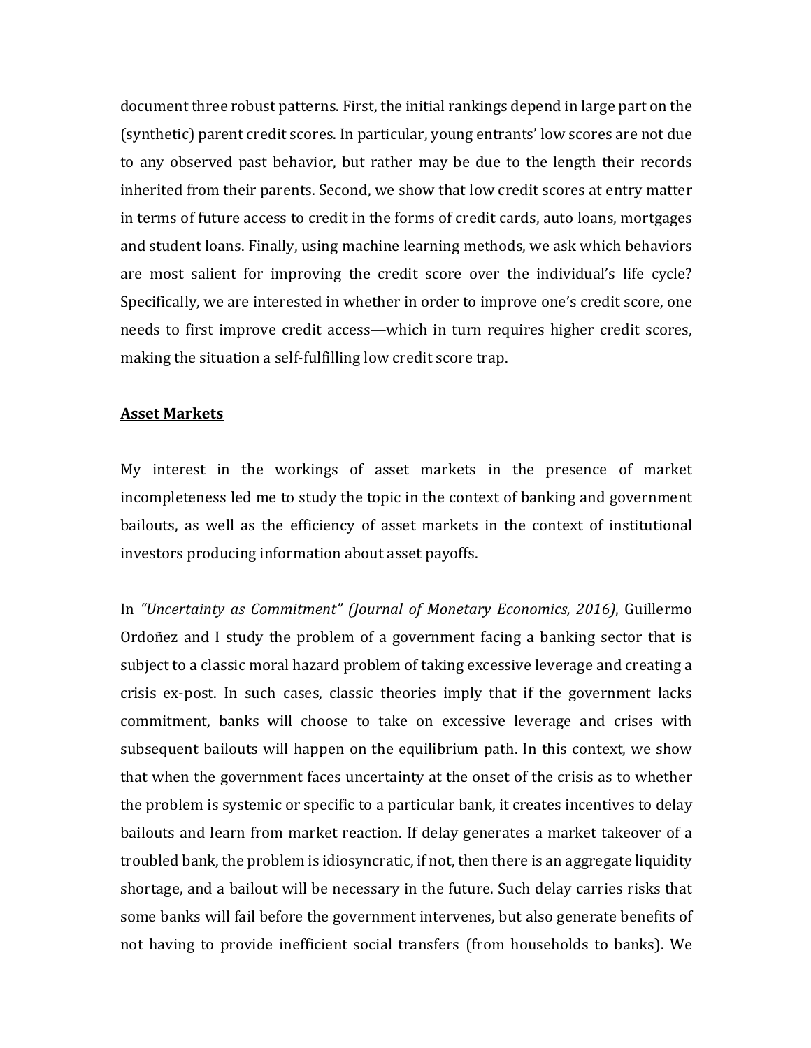document three robust patterns. First, the initial rankings depend in large part on the (synthetic) parent credit scores. In particular, young entrants' low scores are not due to any observed past behavior, but rather may be due to the length their records inherited from their parents. Second, we show that low credit scores at entry matter in terms of future access to credit in the forms of credit cards, auto loans, mortgages and student loans. Finally, using machine learning methods, we ask which behaviors are most salient for improving the credit score over the individual's life cycle? Specifically, we are interested in whether in order to improve one's credit score, one needs to first improve credit access—which in turn requires higher credit scores, making the situation a self-fulfilling low credit score trap.

**Asset Markets**

My interest in the workings of asset markets in the presence of market incompleteness led me to study the topic in the context of banking and government bailouts, as well as the efficiency of asset markets in the context of institutional investors producing information about asset payoffs.

In *"Uncertainty as Commitment" (Journal of Monetary Economics, 2016)*, Guillermo Ordoñez and I study the problem of a government facing a banking sector that is subject to a classic moral hazard problem of taking excessive leverage and creating a crisis ex-post. In such cases, classic theories imply that if the government lacks commitment, banks will choose to take on excessive leverage and crises with subsequent bailouts will happen on the equilibrium path. In this context, we show that when the government faces uncertainty at the onset of the crisis as to whether the problem is systemic or specific to a particular bank, it creates incentives to delay bailouts and learn from market reaction. If delay generates a market takeover of a troubled bank, the problem is idiosyncratic, if not, then there is an aggregate liquidity shortage, and a bailout will be necessary in the future. Such delay carries risks that some banks will fail before the government intervenes, but also generate benefits of not having to provide inefficient social transfers (from households to banks). We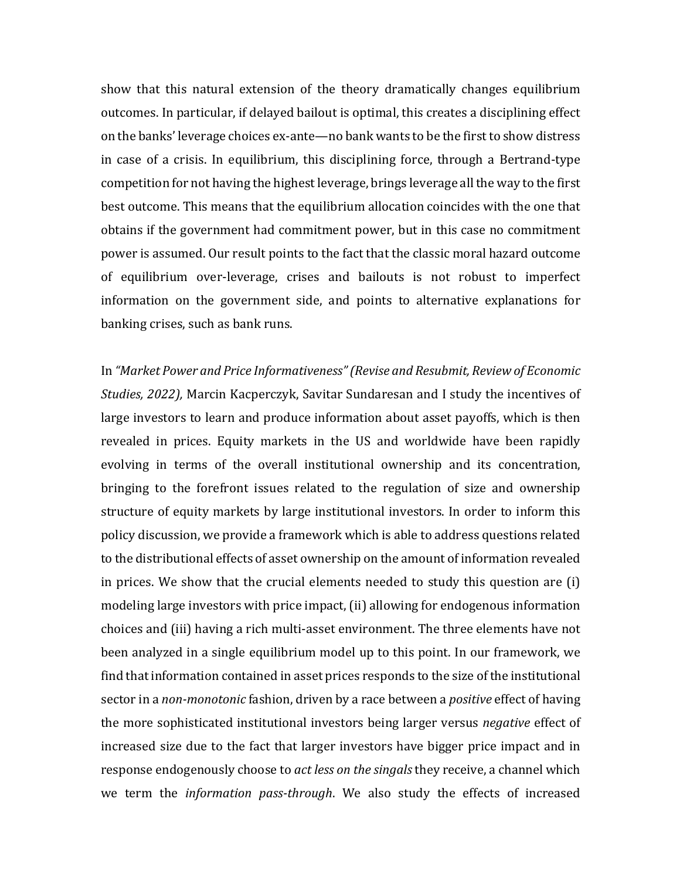show that this natural extension of the theory dramatically changes equilibrium outcomes. In particular, if delayed bailout is optimal, this creates a disciplining effect on the banks' leverage choices ex-ante—no bank wants to be the first to show distress in case of a crisis. In equilibrium, this disciplining force, through a Bertrand-type competition for not having the highest leverage, brings leverage all the way to the first best outcome. This means that the equilibrium allocation coincides with the one that obtains if the government had commitment power, but in this case no commitment power is assumed. Our result points to the fact that the classic moral hazard outcome of equilibrium over-leverage, crises and bailouts is not robust to imperfect information on the government side, and points to alternative explanations for banking crises, such as bank runs.

In *"Market Power and Price Informativeness" (Revise and Resubmit, Review of Economic Studies, 2022),* Marcin Kacperczyk, Savitar Sundaresan and I study the incentives of large investors to learn and produce information about asset payoffs, which is then revealed in prices. Equity markets in the US and worldwide have been rapidly evolving in terms of the overall institutional ownership and its concentration, bringing to the forefront issues related to the regulation of size and ownership structure of equity markets by large institutional investors. In order to inform this policy discussion, we provide a framework which is able to address questions related to the distributional effects of asset ownership on the amount of information revealed in prices. We show that the crucial elements needed to study this question are (i) modeling large investors with price impact, (ii) allowing for endogenous information choices and (iii) having a rich multi-asset environment. The three elements have not been analyzed in a single equilibrium model up to this point. In our framework, we find that information contained in asset prices responds to the size of the institutional sector in a *non-monotonic* fashion, driven by a race between a *positive* effect of having the more sophisticated institutional investors being larger versus *negative* effect of increased size due to the fact that larger investors have bigger price impact and in response endogenously choose to *act less on the singals* they receive, a channel which we term the *information pass-through*. We also study the effects of increased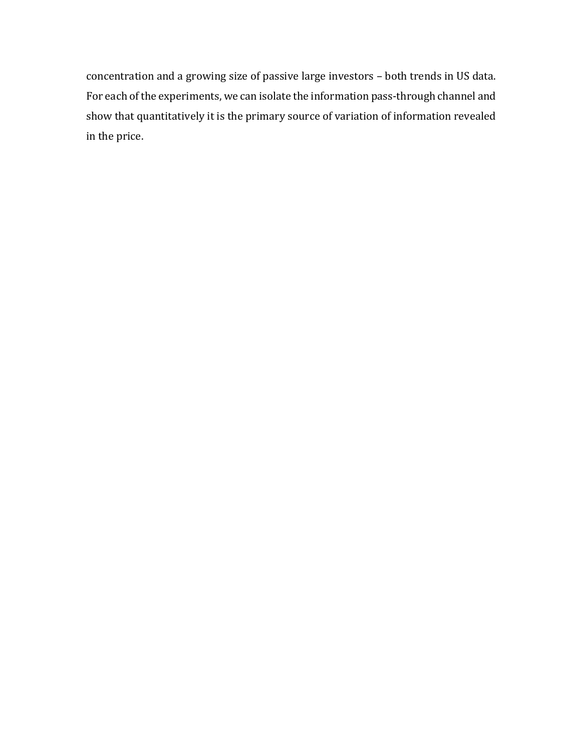concentration and a growing size of passive large investors – both trends in US data. For each of the experiments, we can isolate the information pass-through channel and show that quantitatively it is the primary source of variation of information revealed in the price.